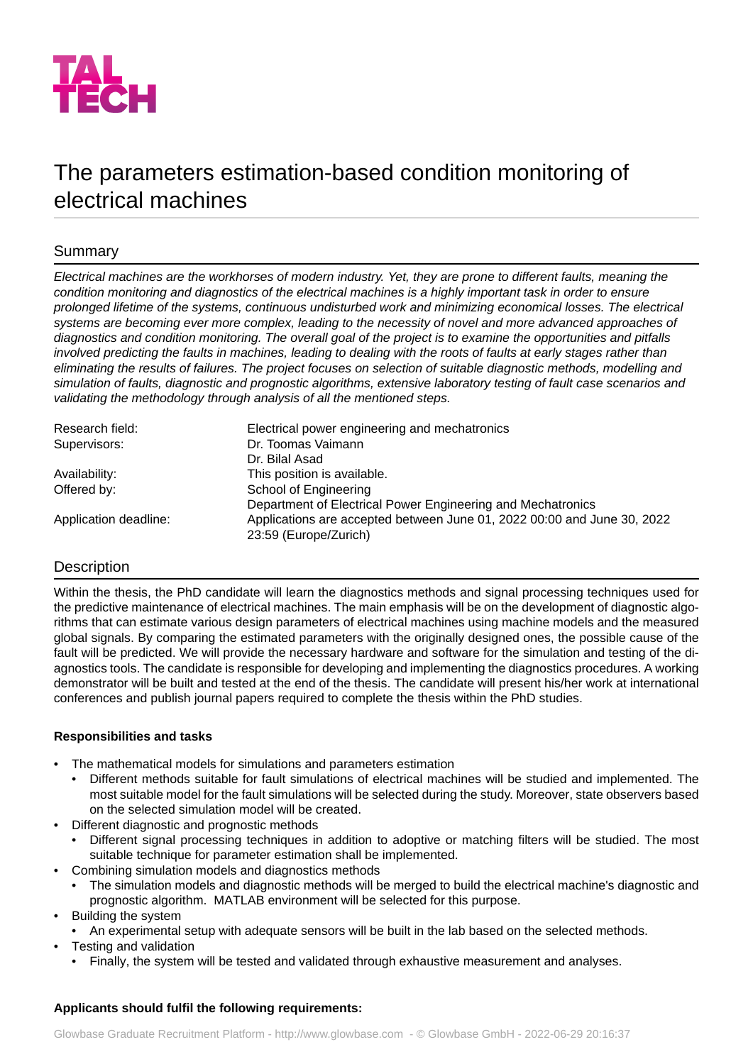TAL TECH

# The parameters estimation-based condition monitoring of electrical machines

## Summary

*Electrical machines are the workhorses of modern industry. Yet, they are prone to different faults, meaning the condition monitoring and diagnostics of the electrical machines is a highly important task in order to ensure prolonged lifetime of the systems, continuous undisturbed work and minimizing economical losses. The electrical systems are becoming ever more complex, leading to the necessity of novel and more advanced approaches of diagnostics and condition monitoring. The overall goal of the project is to examine the opportunities and pitfalls involved predicting the faults in machines, leading to dealing with the roots of faults at early stages rather than eliminating the results of failures. The project focuses on selection of suitable diagnostic methods, modelling and simulation of faults, diagnostic and prognostic algorithms, extensive laboratory testing of fault case scenarios and validating the methodology through analysis of all the mentioned steps.*

| | |
|---|---|
| Research field: | Electrical power engineering and mechatronics |
| Supervisors: | Dr. Toomas Vaimann<br>Dr. Bilal Asad |
| Availability: | This position is available. |
| Offered by: | School of Engineering<br>Department of Electrical Power Engineering and Mechatronics |
| Application deadline: | Applications are accepted between June 01, 2022 00:00 and June 30, 2022 23:59 (Europe/Zurich) |

## Description

Within the thesis, the PhD candidate will learn the diagnostics methods and signal processing techniques used for the predictive maintenance of electrical machines. The main emphasis will be on the development of diagnostic algorithms that can estimate various design parameters of electrical machines using machine models and the measured global signals. By comparing the estimated parameters with the originally designed ones, the possible cause of the fault will be predicted. We will provide the necessary hardware and software for the simulation and testing of the diagnostics tools. The candidate is responsible for developing and implementing the diagnostics procedures. A working demonstrator will be built and tested at the end of the thesis. The candidate will present his/her work at international conferences and publish journal papers required to complete the thesis within the PhD studies.

**Responsibilities and tasks**

- The mathematical models for simulations and parameters estimation
  - Different methods suitable for fault simulations of electrical machines will be studied and implemented. The most suitable model for the fault simulations will be selected during the study. Moreover, state observers based on the selected simulation model will be created.
- Different diagnostic and prognostic methods
  - Different signal processing techniques in addition to adaptive or matching filters will be studied. The most suitable technique for parameter estimation shall be implemented.
- Combining simulation models and diagnostics methods
  - The simulation models and diagnostic methods will be merged to build the electrical machine's diagnostic and prognostic algorithm. MATLAB environment will be selected for this purpose.
- Building the system
  - An experimental setup with adequate sensors will be built in the lab based on the selected methods.
- Testing and validation
  - Finally, the system will be tested and validated through exhaustive measurement and analyses.

**Applicants should fulfil the following requirements:**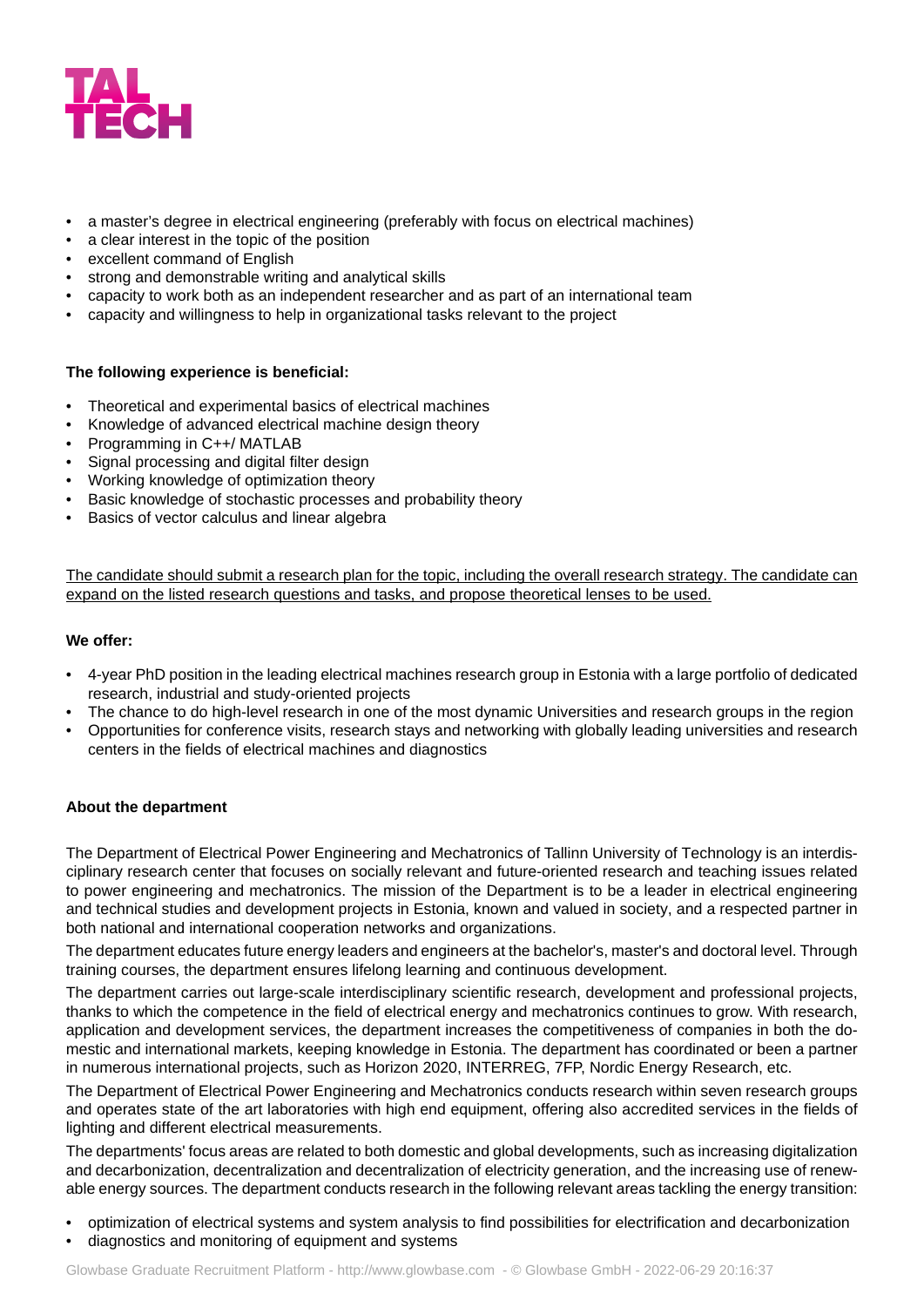- a master's degree in electrical engineering (preferably with focus on electrical machines)
- a clear interest in the topic of the position
- excellent command of English
- strong and demonstrable writing and analytical skills
- capacity to work both as an independent researcher and as part of an international team
- capacity and willingness to help in organizational tasks relevant to the project

**The following experience is beneficial:**

- Theoretical and experimental basics of electrical machines
- Knowledge of advanced electrical machine design theory
- Programming in C++/ MATLAB
- Signal processing and digital filter design
- Working knowledge of optimization theory
- Basic knowledge of stochastic processes and probability theory
- Basics of vector calculus and linear algebra

<u>The candidate should submit a research plan for the topic, including the overall research strategy. The candidate can expand on the listed research questions and tasks, and propose theoretical lenses to be used.</u>

**We offer:**

- 4-year PhD position in the leading electrical machines research group in Estonia with a large portfolio of dedicated research, industrial and study-oriented projects
- The chance to do high-level research in one of the most dynamic Universities and research groups in the region
- Opportunities for conference visits, research stays and networking with globally leading universities and research centers in the fields of electrical machines and diagnostics

**About the department**

The Department of Electrical Power Engineering and Mechatronics of Tallinn University of Technology is an interdisciplinary research center that focuses on socially relevant and future-oriented research and teaching issues related to power engineering and mechatronics. The mission of the Department is to be a leader in electrical engineering and technical studies and development projects in Estonia, known and valued in society, and a respected partner in both national and international cooperation networks and organizations.

The department educates future energy leaders and engineers at the bachelor's, master's and doctoral level. Through training courses, the department ensures lifelong learning and continuous development.

The department carries out large-scale interdisciplinary scientific research, development and professional projects, thanks to which the competence in the field of electrical energy and mechatronics continues to grow. With research, application and development services, the department increases the competitiveness of companies in both the domestic and international markets, keeping knowledge in Estonia. The department has coordinated or been a partner in numerous international projects, such as Horizon 2020, INTERREG, 7FP, Nordic Energy Research, etc.

The Department of Electrical Power Engineering and Mechatronics conducts research within seven research groups and operates state of the art laboratories with high end equipment, offering also accredited services in the fields of lighting and different electrical measurements.

The departments' focus areas are related to both domestic and global developments, such as increasing digitalization and decarbonization, decentralization and decentralization of electricity generation, and the increasing use of renewable energy sources. The department conducts research in the following relevant areas tackling the energy transition:

- optimization of electrical systems and system analysis to find possibilities for electrification and decarbonization
- diagnostics and monitoring of equipment and systems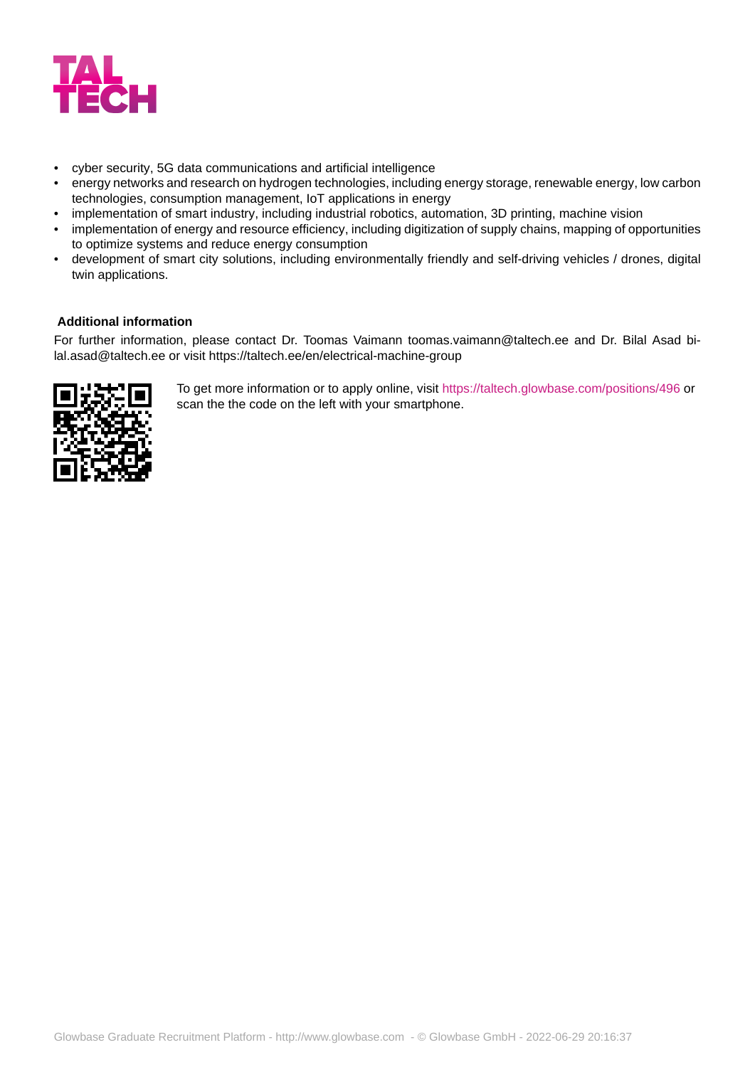- cyber security, 5G data communications and artificial intelligence
- energy networks and research on hydrogen technologies, including energy storage, renewable energy, low carbon technologies, consumption management, IoT applications in energy
- implementation of smart industry, including industrial robotics, automation, 3D printing, machine vision
- implementation of energy and resource efficiency, including digitization of supply chains, mapping of opportunities to optimize systems and reduce energy consumption
- development of smart city solutions, including environmentally friendly and self-driving vehicles / drones, digital twin applications.

**Additional information**

For further information, please contact Dr. Toomas Vaimann toomas.vaimann@taltech.ee and Dr. Bilal Asad bilal.asad@taltech.ee or visit https://taltech.ee/en/electrical-machine-group

To get more information or to apply online, visit https://taltech.glowbase.com/positions/496 or scan the the code on the left with your smartphone.